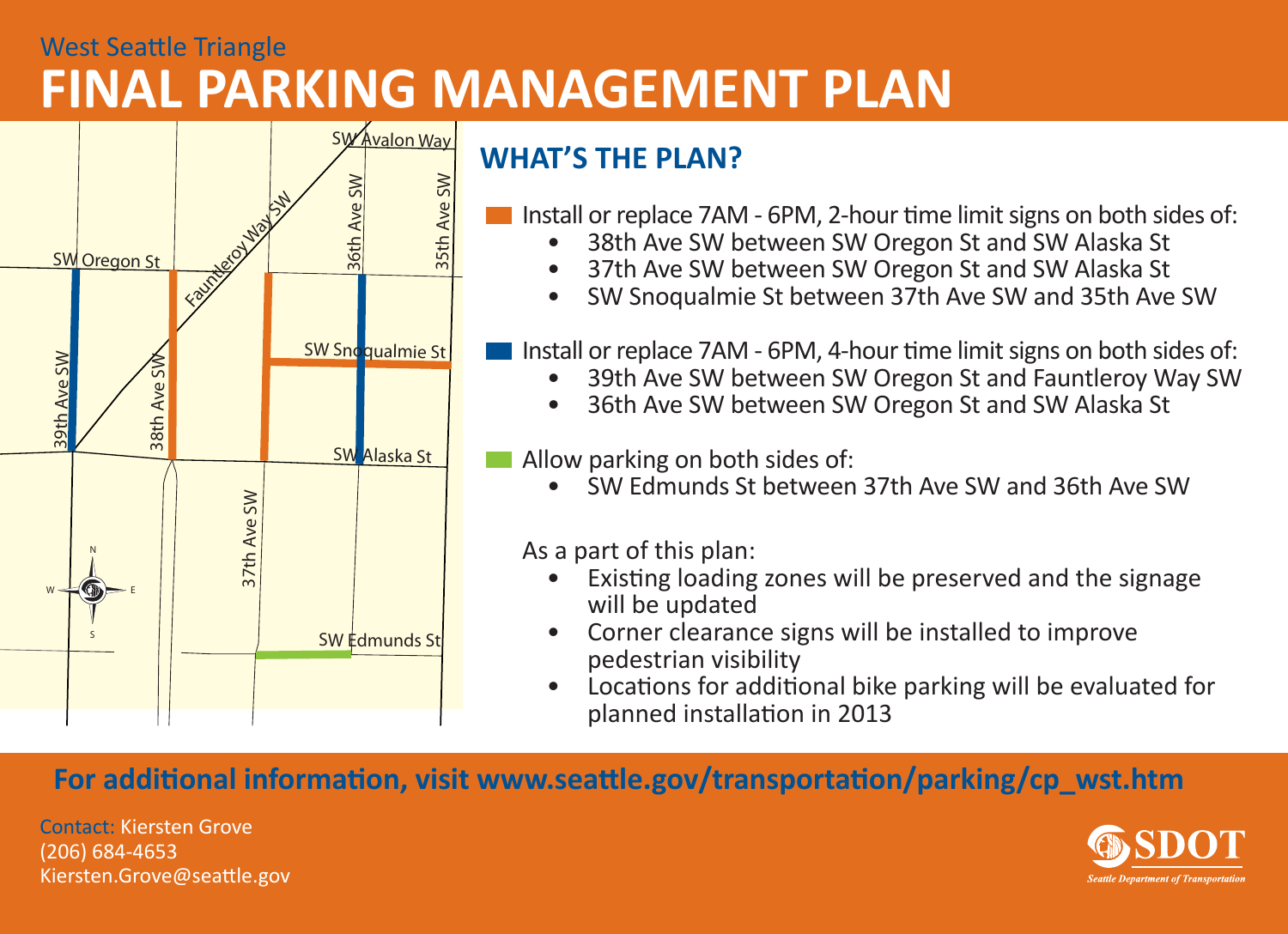West Seattle Triangle

# FINAL PARKING MANAGEMENT PLAN

## WHAT'S THE PLAN?

Install or replace 7AM - 6PM, 2-hour time limit signs on both sides of:

- 38th Ave SW between SW Oregon St and SW Alaska St
- 37th Ave SW between SW Oregon St and SW Alaska St
- SW Snoqualmie St between 37th Ave SW and 35th Ave SW

Install or replace 7AM - 6PM, 4-hour time limit signs on both sides of:

- 39th Ave SW between SW Oregon St and Fauntleroy Way SW
- 36th Ave SW between SW Oregon St and SW Alaska St

Allow parking on both sides of:

- SW Edmunds St between 37th Ave SW and 36th Ave SW

As a part of this plan:

- Existing loading zones will be preserved and the signage will be updated
- Corner clearance signs will be installed to improve pedestrian visibility
- Locations for additional bike parking will be evaluated for planned installation in 2013

**For additional information, visit www.seattle.gov/transportation/parking/cp_wst.htm**

Contact: Kiersten Grove
(206) 684-4653
Kiersten.Grove@seattle.gov

SDOT
Seattle Department of Transportation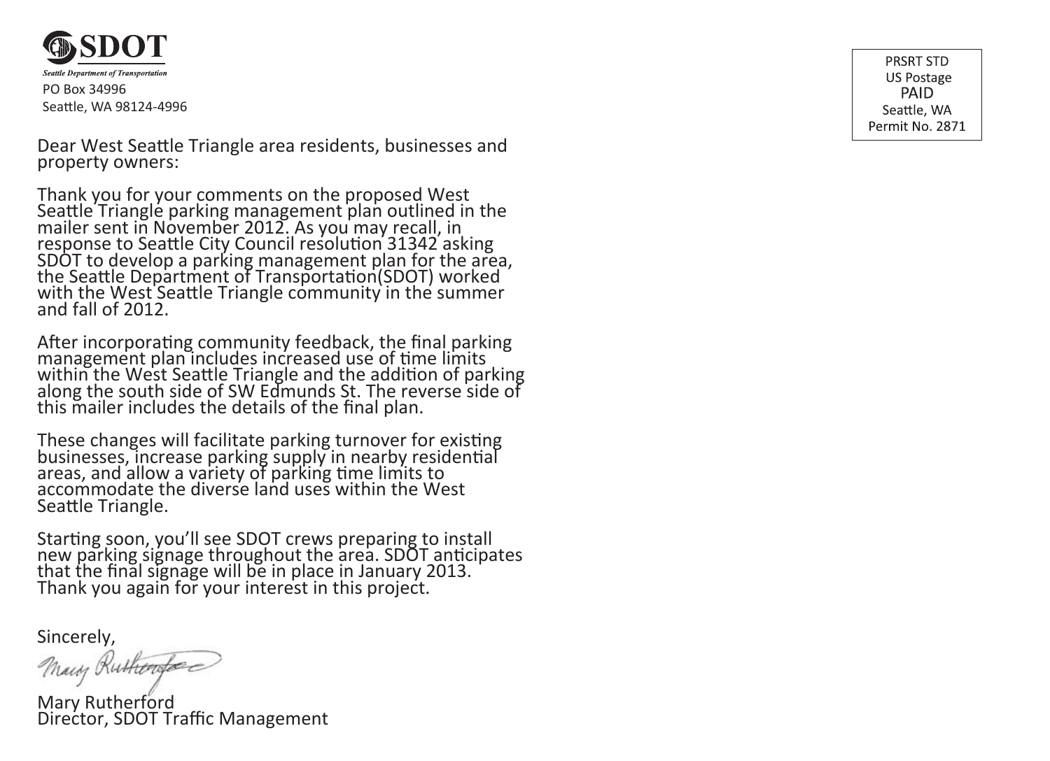**SDOT**

*Seattle Department of Transportation*

PO Box 34996
Seattle, WA 98124-4996

PRSRT STD
US Postage
PAID
Seattle, WA
Permit No. 2871

Dear West Seattle Triangle area residents, businesses and property owners:

Thank you for your comments on the proposed West Seattle Triangle parking management plan outlined in the mailer sent in November 2012. As you may recall, in response to Seattle City Council resolution 31342 asking SDOT to develop a parking management plan for the area, the Seattle Department of Transportation(SDOT) worked with the West Seattle Triangle community in the summer and fall of 2012.

After incorporating community feedback, the final parking management plan includes increased use of time limits within the West Seattle Triangle and the addition of parking along the south side of SW Edmunds St. The reverse side of this mailer includes the details of the final plan.

These changes will facilitate parking turnover for existing businesses, increase parking supply in nearby residential areas, and allow a variety of parking time limits to accommodate the diverse land uses within the West Seattle Triangle.

Starting soon, you'll see SDOT crews preparing to install new parking signage throughout the area. SDOT anticipates that the final signage will be in place in January 2013. Thank you again for your interest in this project.

Sincerely,

Mary Rutherford

Mary Rutherford
Director, SDOT Traffic Management